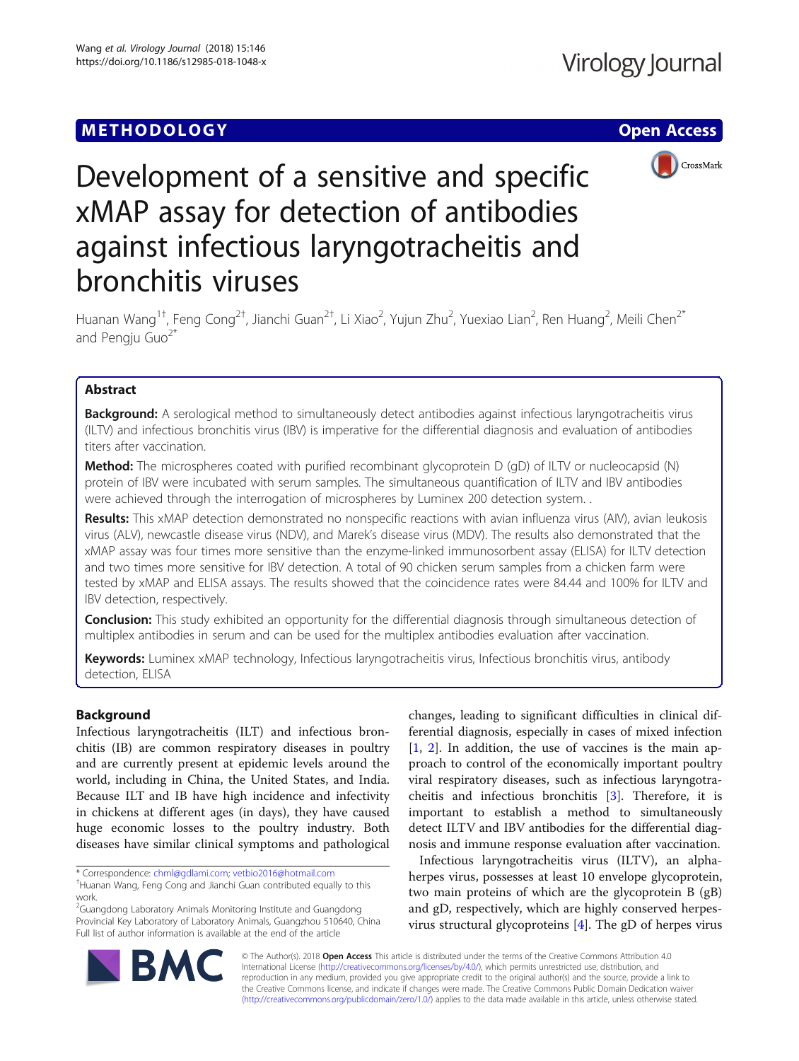# METHODOLOGY

# Development of a sensitive and specific xMAP assay for detection of antibodies against infectious laryngotracheitis and bronchitis viruses

Huanan Wang[1†], Feng Cong[2†], Jianchi Guan[2†], Li Xiao[2], Yujun Zhu[2], Yuexiao Lian[2], Ren Huang[2], Meili Chen[2*] and Pengju Guo[2*]

## Abstract

**Background:** A serological method to simultaneously detect antibodies against infectious laryngotracheitis virus (ILTV) and infectious bronchitis virus (IBV) is imperative for the differential diagnosis and evaluation of antibodies titers after vaccination.

**Method:** The microspheres coated with purified recombinant glycoprotein D (gD) of ILTV or nucleocapsid (N) protein of IBV were incubated with serum samples. The simultaneous quantification of ILTV and IBV antibodies were achieved through the interrogation of microspheres by Luminex 200 detection system. .

**Results:** This xMAP detection demonstrated no nonspecific reactions with avian influenza virus (AIV), avian leukosis virus (ALV), newcastle disease virus (NDV), and Marek's disease virus (MDV). The results also demonstrated that the xMAP assay was four times more sensitive than the enzyme-linked immunosorbent assay (ELISA) for ILTV detection and two times more sensitive for IBV detection. A total of 90 chicken serum samples from a chicken farm were tested by xMAP and ELISA assays. The results showed that the coincidence rates were 84.44 and 100% for ILTV and IBV detection, respectively.

**Conclusion:** This study exhibited an opportunity for the differential diagnosis through simultaneous detection of multiplex antibodies in serum and can be used for the multiplex antibodies evaluation after vaccination.

**Keywords:** Luminex xMAP technology, Infectious laryngotracheitis virus, Infectious bronchitis virus, antibody detection, ELISA

## Background

Infectious laryngotracheitis (ILT) and infectious bronchitis (IB) are common respiratory diseases in poultry and are currently present at epidemic levels around the world, including in China, the United States, and India. Because ILT and IB have high incidence and infectivity in chickens at different ages (in days), they have caused huge economic losses to the poultry industry. Both diseases have similar clinical symptoms and pathological changes, leading to significant difficulties in clinical differential diagnosis, especially in cases of mixed infection [1, 2]. In addition, the use of vaccines is the main approach to control of the economically important poultry viral respiratory diseases, such as infectious laryngotracheitis and infectious bronchitis [3]. Therefore, it is important to establish a method to simultaneously detect ILTV and IBV antibodies for the differential diagnosis and immune response evaluation after vaccination.

Infectious laryngotracheitis virus (ILTV), an alphaherpes virus, possesses at least 10 envelope glycoprotein, two main proteins of which are the glycoprotein B (gB) and gD, respectively, which are highly conserved herpesvirus structural glycoproteins [4]. The gD of herpes virus

\* Correspondence: chml@gdlami.com; vetbio2016@hotmail.com
†Huanan Wang, Feng Cong and Jianchi Guan contributed equally to this work.
[2]Guangdong Laboratory Animals Monitoring Institute and Guangdong Provincial Key Laboratory of Laboratory Animals, Guangzhou 510640, China
Full list of author information is available at the end of the article

© The Author(s). 2018 **Open Access** This article is distributed under the terms of the Creative Commons Attribution 4.0 International License (http://creativecommons.org/licenses/by/4.0/), which permits unrestricted use, distribution, and reproduction in any medium, provided you give appropriate credit to the original author(s) and the source, provide a link to the Creative Commons license, and indicate if changes were made. The Creative Commons Public Domain Dedication waiver (http://creativecommons.org/publicdomain/zero/1.0/) applies to the data made available in this article, unless otherwise stated.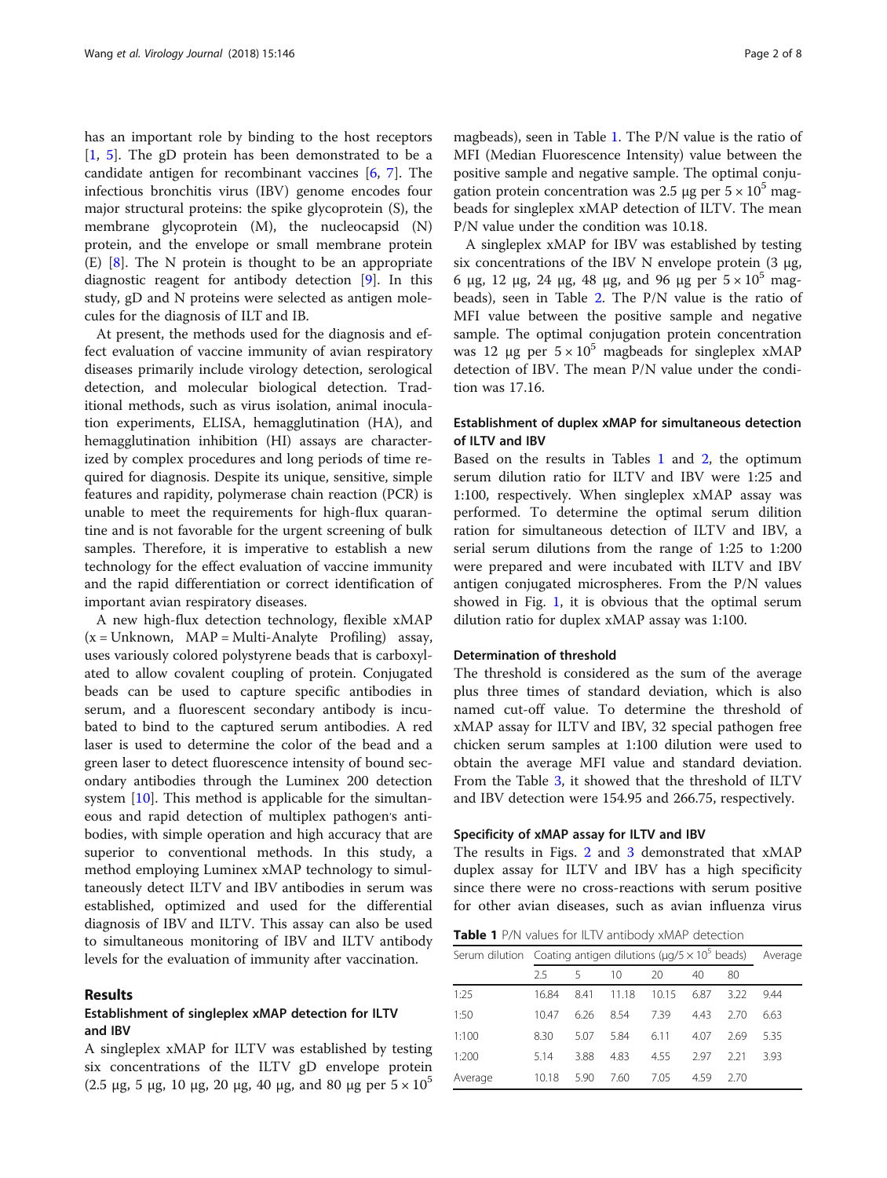has an important role by binding to the host receptors [1, 5]. The gD protein has been demonstrated to be a candidate antigen for recombinant vaccines [6, 7]. The infectious bronchitis virus (IBV) genome encodes four major structural proteins: the spike glycoprotein (S), the membrane glycoprotein (M), the nucleocapsid (N) protein, and the envelope or small membrane protein (E) [8]. The N protein is thought to be an appropriate diagnostic reagent for antibody detection [9]. In this study, gD and N proteins were selected as antigen molecules for the diagnosis of ILT and IB.

At present, the methods used for the diagnosis and effect evaluation of vaccine immunity of avian respiratory diseases primarily include virology detection, serological detection, and molecular biological detection. Traditional methods, such as virus isolation, animal inoculation experiments, ELISA, hemagglutination (HA), and hemagglutination inhibition (HI) assays are characterized by complex procedures and long periods of time required for diagnosis. Despite its unique, sensitive, simple features and rapidity, polymerase chain reaction (PCR) is unable to meet the requirements for high-flux quarantine and is not favorable for the urgent screening of bulk samples. Therefore, it is imperative to establish a new technology for the effect evaluation of vaccine immunity and the rapid differentiation or correct identification of important avian respiratory diseases.

A new high-flux detection technology, flexible xMAP (x = Unknown, MAP = Multi-Analyte Profiling) assay, uses variously colored polystyrene beads that is carboxylated to allow covalent coupling of protein. Conjugated beads can be used to capture specific antibodies in serum, and a fluorescent secondary antibody is incubated to bind to the captured serum antibodies. A red laser is used to determine the color of the bead and a green laser to detect fluorescence intensity of bound secondary antibodies through the Luminex 200 detection system [10]. This method is applicable for the simultaneous and rapid detection of multiplex pathogen's antibodies, with simple operation and high accuracy that are superior to conventional methods. In this study, a method employing Luminex xMAP technology to simultaneously detect ILTV and IBV antibodies in serum was established, optimized and used for the differential diagnosis of IBV and ILTV. This assay can also be used to simultaneous monitoring of IBV and ILTV antibody levels for the evaluation of immunity after vaccination.

## Results

### Establishment of singleplex xMAP detection for ILTV and IBV

A singleplex xMAP for ILTV was established by testing six concentrations of the ILTV gD envelope protein (2.5 μg, 5 μg, 10 μg, 20 μg, 40 μg, and 80 μg per $5 \times 10^5$ magbeads), seen in Table 1. The P/N value is the ratio of MFI (Median Fluorescence Intensity) value between the positive sample and negative sample. The optimal conjugation protein concentration was 2.5 μg per $5 \times 10^5$ magbeads for singleplex xMAP detection of ILTV. The mean P/N value under the condition was 10.18.

A singleplex xMAP for IBV was established by testing six concentrations of the IBV N envelope protein (3 μg, 6 μg, 12 μg, 24 μg, 48 μg, and 96 μg per $5 \times 10^5$ magbeads), seen in Table 2. The P/N value is the ratio of MFI value between the positive sample and negative sample. The optimal conjugation protein concentration was 12 μg per $5 \times 10^5$ magbeads for singleplex xMAP detection of IBV. The mean P/N value under the condition was 17.16.

### Establishment of duplex xMAP for simultaneous detection of ILTV and IBV

Based on the results in Tables 1 and 2, the optimum serum dilution ratio for ILTV and IBV were 1:25 and 1:100, respectively. When singleplex xMAP assay was performed. To determine the optimal serum dilution ration for simultaneous detection of ILTV and IBV, a serial serum dilutions from the range of 1:25 to 1:200 were prepared and were incubated with ILTV and IBV antigen conjugated microspheres. From the P/N values showed in Fig. 1, it is obvious that the optimal serum dilution ratio for duplex xMAP assay was 1:100.

### Determination of threshold

The threshold is considered as the sum of the average plus three times of standard deviation, which is also named cut-off value. To determine the threshold of xMAP assay for ILTV and IBV, 32 special pathogen free chicken serum samples at 1:100 dilution were used to obtain the average MFI value and standard deviation. From the Table 3, it showed that the threshold of ILTV and IBV detection were 154.95 and 266.75, respectively.

### Specificity of xMAP assay for ILTV and IBV

The results in Figs. 2 and 3 demonstrated that xMAP duplex assay for ILTV and IBV has a high specificity since there were no cross-reactions with serum positive for other avian diseases, such as avian influenza virus

**Table 1** P/N values for ILTV antibody xMAP detection

| Serum dilution | Coating antigen dilutions (μg/$5 \times 10^5$ beads) | | | | | | Average |
|---|---|---|---|---|---|---|---|
| | 2.5 | 5 | 10 | 20 | 40 | 80 | |
| 1:25 | 16.84 | 8.41 | 11.18 | 10.15 | 6.87 | 3.22 | 9.44 |
| 1:50 | 10.47 | 6.26 | 8.54 | 7.39 | 4.43 | 2.70 | 6.63 |
| 1:100 | 8.30 | 5.07 | 5.84 | 6.11 | 4.07 | 2.69 | 5.35 |
| 1:200 | 5.14 | 3.88 | 4.83 | 4.55 | 2.97 | 2.21 | 3.93 |
| Average | 10.18 | 5.90 | 7.60 | 7.05 | 4.59 | 2.70 | |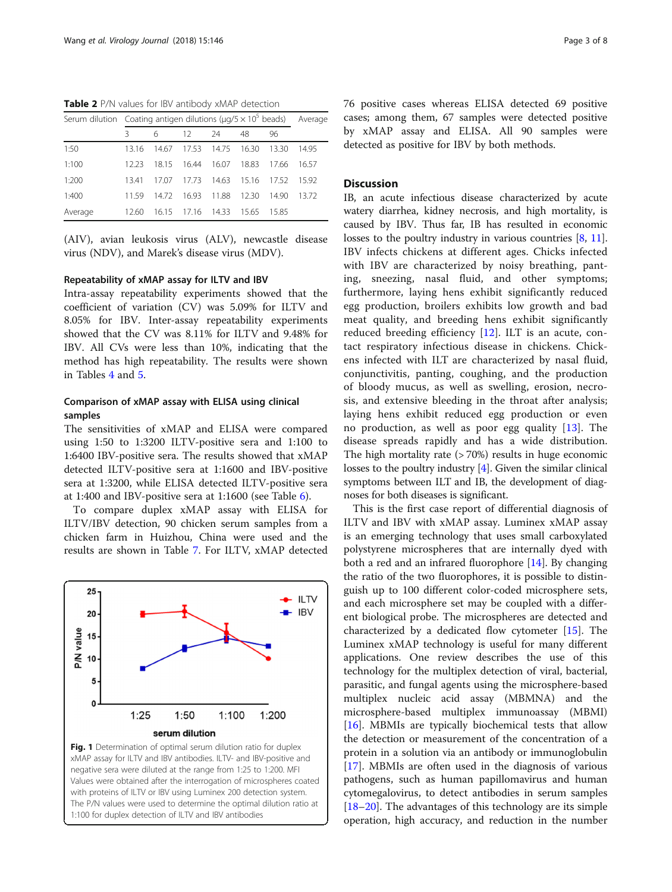Table 2 P/N values for IBV antibody xMAP detection

| Serum dilution | Coating antigen dilutions (μg/5 × 10[5] beads) | | | | | | Average |
|---|---|---|---|---|---|---|---|
| | 3 | 6 | 12 | 24 | 48 | 96 | |
| 1:50 | 13.16 | 14.67 | 17.53 | 14.75 | 16.30 | 13.30 | 14.95 |
| 1:100 | 12.23 | 18.15 | 16.44 | 16.07 | 18.83 | 17.66 | 16.57 |
| 1:200 | 13.41 | 17.07 | 17.73 | 14.63 | 15.16 | 17.52 | 15.92 |
| 1:400 | 11.59 | 14.72 | 16.93 | 11.88 | 12.30 | 14.90 | 13.72 |
| Average | 12.60 | 16.15 | 17.16 | 14.33 | 15.65 | 15.85 | |

(AIV), avian leukosis virus (ALV), newcastle disease virus (NDV), and Marek's disease virus (MDV).

### Repeatability of xMAP assay for ILTV and IBV

Intra-assay repeatability experiments showed that the coefficient of variation (CV) was 5.09% for ILTV and 8.05% for IBV. Inter-assay repeatability experiments showed that the CV was 8.11% for ILTV and 9.48% for IBV. All CVs were less than 10%, indicating that the method has high repeatability. The results were shown in Tables 4 and 5.

### Comparison of xMAP assay with ELISA using clinical samples

The sensitivities of xMAP and ELISA were compared using 1:50 to 1:3200 ILTV-positive sera and 1:100 to 1:6400 IBV-positive sera. The results showed that xMAP detected ILTV-positive sera at 1:1600 and IBV-positive sera at 1:3200, while ELISA detected ILTV-positive sera at 1:400 and IBV-positive sera at 1:1600 (see Table 6).

To compare duplex xMAP assay with ELISA for ILTV/IBV detection, 90 chicken serum samples from a chicken farm in Huizhou, China were used and the results are shown in Table 7. For ILTV, xMAP detected 76 positive cases whereas ELISA detected 69 positive cases; among them, 67 samples were detected positive by xMAP assay and ELISA. All 90 samples were detected as positive for IBV by both methods.

Fig. 1 Determination of optimal serum dilution ratio for duplex xMAP assay for ILTV and IBV antibodies. ILTV- and IBV-positive and negative sera were diluted at the range from 1:25 to 1:200. MFI Values were obtained after the interrogation of microspheres coated with proteins of ILTV or IBV using Luminex 200 detection system. The P/N values were used to determine the optimal dilution ratio at 1:100 for duplex detection of ILTV and IBV antibodies

## Discussion

IB, an acute infectious disease characterized by acute watery diarrhea, kidney necrosis, and high mortality, is caused by IBV. Thus far, IB has resulted in economic losses to the poultry industry in various countries [8, 11]. IBV infects chickens at different ages. Chicks infected with IBV are characterized by noisy breathing, panting, sneezing, nasal fluid, and other symptoms; furthermore, laying hens exhibit significantly reduced egg production, broilers exhibits low growth and bad meat quality, and breeding hens exhibit significantly reduced breeding efficiency [12]. ILT is an acute, contact respiratory infectious disease in chickens. Chickens infected with ILT are characterized by nasal fluid, conjunctivitis, panting, coughing, and the production of bloody mucus, as well as swelling, erosion, necrosis, and extensive bleeding in the throat after analysis; laying hens exhibit reduced egg production or even no production, as well as poor egg quality [13]. The disease spreads rapidly and has a wide distribution. The high mortality rate (> 70%) results in huge economic losses to the poultry industry [4]. Given the similar clinical symptoms between ILT and IB, the development of diagnoses for both diseases is significant.

This is the first case report of differential diagnosis of ILTV and IBV with xMAP assay. Luminex xMAP assay is an emerging technology that uses small carboxylated polystyrene microspheres that are internally dyed with both a red and an infrared fluorophore [14]. By changing the ratio of the two fluorophores, it is possible to distinguish up to 100 different color-coded microsphere sets, and each microsphere set may be coupled with a different biological probe. The microspheres are detected and characterized by a dedicated flow cytometer [15]. The Luminex xMAP technology is useful for many different applications. One review describes the use of this technology for the multiplex detection of viral, bacterial, parasitic, and fungal agents using the microsphere-based multiplex nucleic acid assay (MBMNA) and the microsphere-based multiplex immunoassay (MBMI) [16]. MBMIs are typically biochemical tests that allow the detection or measurement of the concentration of a protein in a solution via an antibody or immunoglobulin [17]. MBMIs are often used in the diagnosis of various pathogens, such as human papillomavirus and human cytomegalovirus, to detect antibodies in serum samples [18–20]. The advantages of this technology are its simple operation, high accuracy, and reduction in the number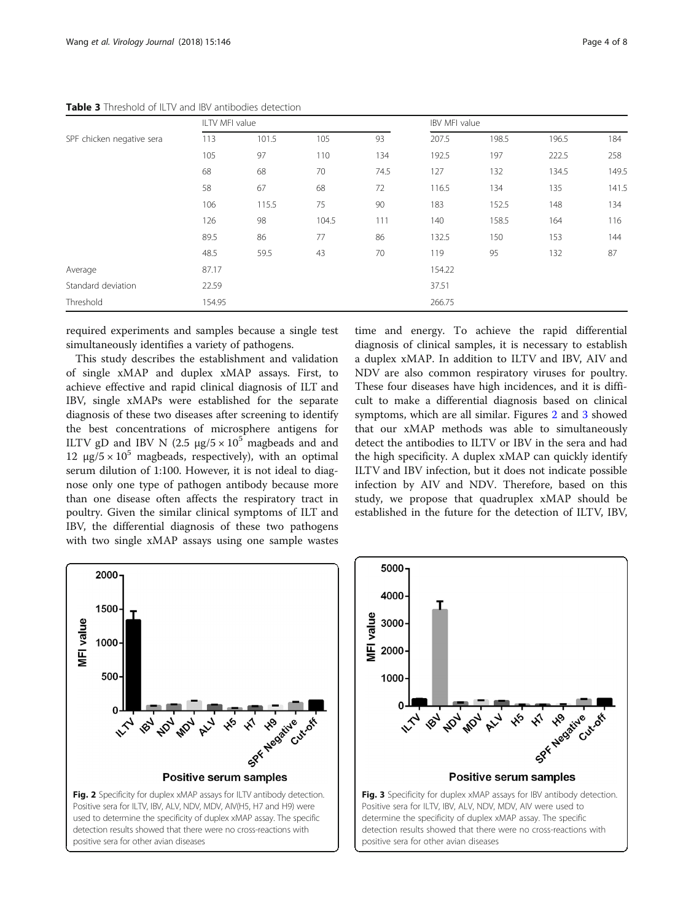**Table 3** Threshold of ILTV and IBV antibodies detection

| | ILTV MFI value | | | | IBV MFI value | | | |
|---|---|---|---|---|---|---|---|---|
| SPF chicken negative sera | 113 | 101.5 | 105 | 93 | 207.5 | 198.5 | 196.5 | 184 |
| | 105 | 97 | 110 | 134 | 192.5 | 197 | 222.5 | 258 |
| | 68 | 68 | 70 | 74.5 | 127 | 132 | 134.5 | 149.5 |
| | 58 | 67 | 68 | 72 | 116.5 | 134 | 135 | 141.5 |
| | 106 | 115.5 | 75 | 90 | 183 | 152.5 | 148 | 134 |
| | 126 | 98 | 104.5 | 111 | 140 | 158.5 | 164 | 116 |
| | 89.5 | 86 | 77 | 86 | 132.5 | 150 | 153 | 144 |
| | 48.5 | 59.5 | 43 | 70 | 119 | 95 | 132 | 87 |
| Average | 87.17 | | | | 154.22 | | | |
| Standard deviation | 22.59 | | | | 37.51 | | | |
| Threshold | 154.95 | | | | 266.75 | | | |

required experiments and samples because a single test simultaneously identifies a variety of pathogens.

This study describes the establishment and validation of single xMAP and duplex xMAP assays. First, to achieve effective and rapid clinical diagnosis of ILT and IBV, single xMAPs were established for the separate diagnosis of these two diseases after screening to identify the best concentrations of microsphere antigens for ILTV gD and IBV N (2.5 μg/5 × $10^5$ magbeads and and 12 μg/5 × $10^5$ magbeads, respectively), with an optimal serum dilution of 1:100. However, it is not ideal to diagnose only one type of pathogen antibody because more than one disease often affects the respiratory tract in poultry. Given the similar clinical symptoms of ILT and IBV, the differential diagnosis of these two pathogens with two single xMAP assays using one sample wastes time and energy. To achieve the rapid differential diagnosis of clinical samples, it is necessary to establish a duplex xMAP. In addition to ILTV and IBV, AIV and NDV are also common respiratory viruses for poultry. These four diseases have high incidences, and it is difficult to make a differential diagnosis based on clinical symptoms, which are all similar. Figures 2 and 3 showed that our xMAP methods was able to simultaneously detect the antibodies to ILTV or IBV in the sera and had the high specificity. A duplex xMAP can quickly identify ILTV and IBV infection, but it does not indicate possible infection by AIV and NDV. Therefore, based on this study, we propose that quadruplex xMAP should be established in the future for the detection of ILTV, IBV,

**Fig. 2** Specificity for duplex xMAP assays for ILTV antibody detection. Positive sera for ILTV, IBV, ALV, NDV, MDV, AIV(H5, H7 and H9) were used to determine the specificity of duplex xMAP assay. The specific detection results showed that there were no cross-reactions with positive sera for other avian diseases

**Fig. 3** Specificity for duplex xMAP assays for IBV antibody detection. Positive sera for ILTV, IBV, ALV, NDV, MDV, AIV were used to determine the specificity of duplex xMAP assay. The specific detection results showed that there were no cross-reactions with positive sera for other avian diseases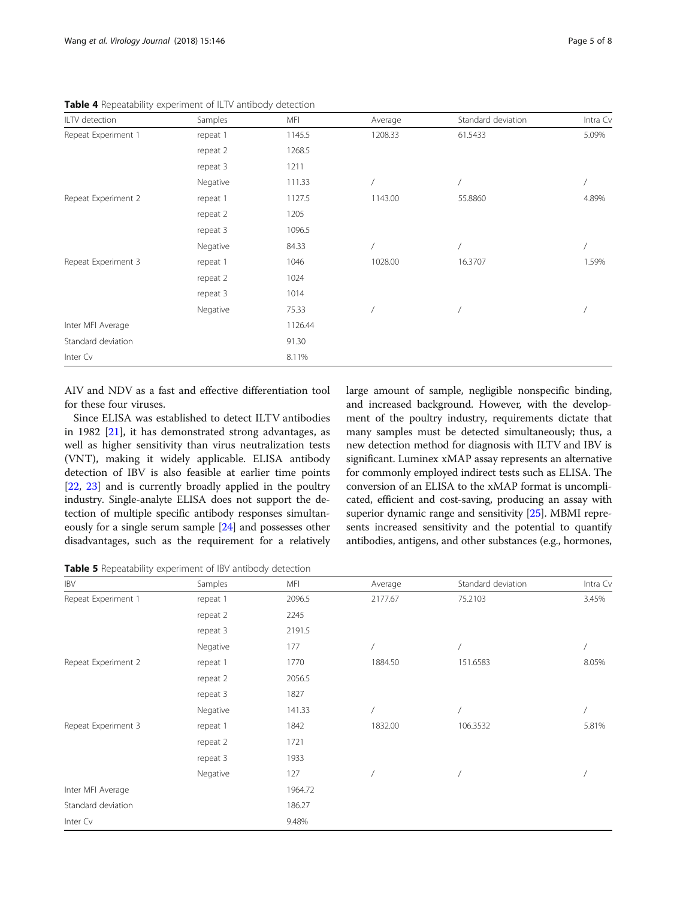**Table 4** Repeatability experiment of ILTV antibody detection

| ILTV detection | Samples | MFI | Average | Standard deviation | Intra Cv |
|---|---|---|---|---|---|
| Repeat Experiment 1 | repeat 1 | 1145.5 | 1208.33 | 61.5433 | 5.09% |
| | repeat 2 | 1268.5 | | | |
| | repeat 3 | 1211 | | | |
| | Negative | 111.33 | / | / | / |
| Repeat Experiment 2 | repeat 1 | 1127.5 | 1143.00 | 55.8860 | 4.89% |
| | repeat 2 | 1205 | | | |
| | repeat 3 | 1096.5 | | | |
| | Negative | 84.33 | / | / | / |
| Repeat Experiment 3 | repeat 1 | 1046 | 1028.00 | 16.3707 | 1.59% |
| | repeat 2 | 1024 | | | |
| | repeat 3 | 1014 | | | |
| | Negative | 75.33 | / | / | / |
| Inter MFI Average | | 1126.44 | | | |
| Standard deviation | | 91.30 | | | |
| Inter Cv | | 8.11% | | | |

AIV and NDV as a fast and effective differentiation tool for these four viruses.

Since ELISA was established to detect ILTV antibodies in 1982 [21], it has demonstrated strong advantages, as well as higher sensitivity than virus neutralization tests (VNT), making it widely applicable. ELISA antibody detection of IBV is also feasible at earlier time points [22, 23] and is currently broadly applied in the poultry industry. Single-analyte ELISA does not support the detection of multiple specific antibody responses simultaneously for a single serum sample [24] and possesses other disadvantages, such as the requirement for a relatively large amount of sample, negligible nonspecific binding, and increased background. However, with the development of the poultry industry, requirements dictate that many samples must be detected simultaneously; thus, a new detection method for diagnosis with ILTV and IBV is significant. Luminex xMAP assay represents an alternative for commonly employed indirect tests such as ELISA. The conversion of an ELISA to the xMAP format is uncomplicated, efficient and cost-saving, producing an assay with superior dynamic range and sensitivity [25]. MBMI represents increased sensitivity and the potential to quantify antibodies, antigens, and other substances (e.g., hormones,

**Table 5** Repeatability experiment of IBV antibody detection

| IBV | Samples | MFI | Average | Standard deviation | Intra Cv |
|---|---|---|---|---|---|
| Repeat Experiment 1 | repeat 1 | 2096.5 | 2177.67 | 75.2103 | 3.45% |
| | repeat 2 | 2245 | | | |
| | repeat 3 | 2191.5 | | | |
| | Negative | 177 | / | / | / |
| Repeat Experiment 2 | repeat 1 | 1770 | 1884.50 | 151.6583 | 8.05% |
| | repeat 2 | 2056.5 | | | |
| | repeat 3 | 1827 | | | |
| | Negative | 141.33 | / | / | / |
| Repeat Experiment 3 | repeat 1 | 1842 | 1832.00 | 106.3532 | 5.81% |
| | repeat 2 | 1721 | | | |
| | repeat 3 | 1933 | | | |
| | Negative | 127 | / | / | / |
| Inter MFI Average | | 1964.72 | | | |
| Standard deviation | | 186.27 | | | |
| Inter Cv | | 9.48% | | | |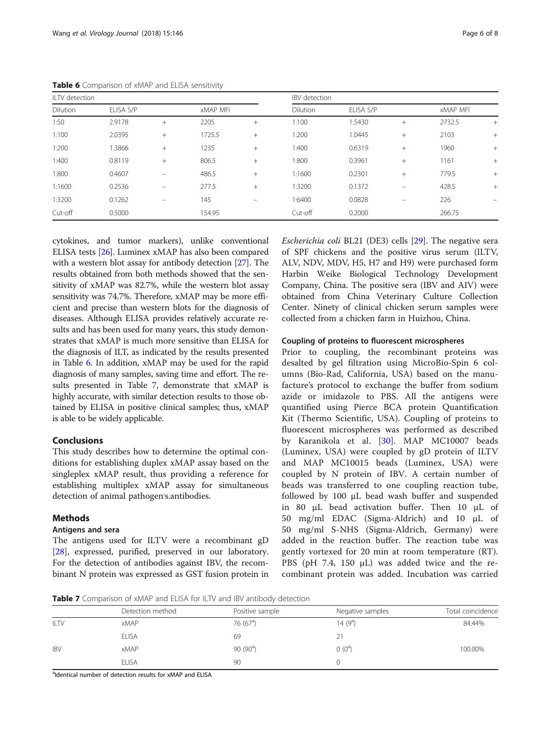**Table 6** Comparison of xMAP and ELISA sensitivity

| ILTV detection | | | | | IBV detection | | | | |
|---|---|---|---|---|---|---|---|---|---|
| Dilution | ELISA S/P | | xMAP MFI | | Dilution | ELISA S/P | | xMAP MFI | |
| 1:50 | 2.9178 | + | 2205 | + | 1:100 | 1.5430 | + | 2732.5 | + |
| 1:100 | 2.0395 | + | 1725.5 | + | 1:200 | 1.0445 | + | 2103 | + |
| 1:200 | 1.3866 | + | 1235 | + | 1:400 | 0.6319 | + | 1960 | + |
| 1:400 | 0.8119 | + | 806.5 | + | 1:800 | 0.3961 | + | 1161 | + |
| 1:800 | 0.4607 | − | 486.5 | + | 1:1600 | 0.2301 | + | 779.5 | + |
| 1:1600 | 0.2536 | − | 277.5 | + | 1:3200 | 0.1372 | − | 428.5 | + |
| 1:3200 | 0.1262 | − | 145 | − | 1:6400 | 0.0828 | − | 226 | − |
| Cut-off | 0.5000 | | 154.95 | | Cut-off | 0.2000 | | 266.75 | |

cytokines, and tumor markers), unlike conventional ELISA tests [26]. Luminex xMAP has also been compared with a western blot assay for antibody detection [27]. The results obtained from both methods showed that the sensitivity of xMAP was 82.7%, while the western blot assay sensitivity was 74.7%. Therefore, xMAP may be more efficient and precise than western blots for the diagnosis of diseases. Although ELISA provides relatively accurate results and has been used for many years, this study demonstrates that xMAP is much more sensitive than ELISA for the diagnosis of ILT, as indicated by the results presented in Table 6. In addition, xMAP may be used for the rapid diagnosis of many samples, saving time and effort. The results presented in Table 7, demonstrate that xMAP is highly accurate, with similar detection results to those obtained by ELISA in positive clinical samples; thus, xMAP is able to be widely applicable.

## Conclusions

This study describes how to determine the optimal conditions for establishing duplex xMAP assay based on the singleplex xMAP result, thus providing a reference for establishing multiplex xMAP assay for simultaneous detection of animal pathogen's.antibodies.

## Methods

### Antigens and sera

The antigens used for ILTV were a recombinant gD [28], expressed, purified, preserved in our laboratory. For the detection of antibodies against IBV, the recombinant N protein was expressed as GST fusion protein in *Escherichia coli* BL21 (DE3) cells [29]. The negative sera of SPF chickens and the positive virus serum (ILTV, ALV, NDV, MDV, H5, H7 and H9) were purchased form Harbin Weike Biological Technology Development Company, China. The positive sera (IBV and AIV) were obtained from China Veterinary Culture Collection Center. Ninety of clinical chicken serum samples were collected from a chicken farm in Huizhou, China.

### Coupling of proteins to fluorescent microspheres

Prior to coupling, the recombinant proteins was desalted by gel filtration using MicroBio-Spin 6 columns (Bio-Rad, California, USA) based on the manufacture's protocol to exchange the buffer from sodium azide or imidazole to PBS. All the antigens were quantified using Pierce BCA protein Quantification Kit (Thermo Scientific, USA). Coupling of proteins to fluorescent microspheres was performed as described by Karanikola et al. [30]. MAP MC10007 beads (Luminex, USA) were coupled by gD protein of ILTV and MAP MC10015 beads (Luminex, USA) were coupled by N protein of IBV. A certain number of beads was transferred to one coupling reaction tube, followed by 100 μL bead wash buffer and suspended in 80 μL bead activation buffer. Then 10 μL of 50 mg/ml EDAC (Sigma-Aldrich) and 10 μL of 50 mg/ml S-NHS (Sigma-Aldrich, Germany) were added in the reaction buffer. The reaction tube was gently vortexed for 20 min at room temperature (RT). PBS (pH 7.4, 150 μL) was added twice and the recombinant protein was added. Incubation was carried

**Table 7** Comparison of xMAP and ELISA for ILTV and IBV antibody detection

| | Detection method | Positive sample | Negative samples | Total coincidence |
|---|---|---|---|---|
| ILTV | xMAP | 76 (67[a]) | 14 (9[a]) | 84.44% |
| | ELISA | 69 | 21 | |
| IBV | xMAP | 90 (90[a]) | 0 (0[a]) | 100.00% |
| | ELISA | 90 | 0 | |

[a]Identical number of detection results for xMAP and ELISA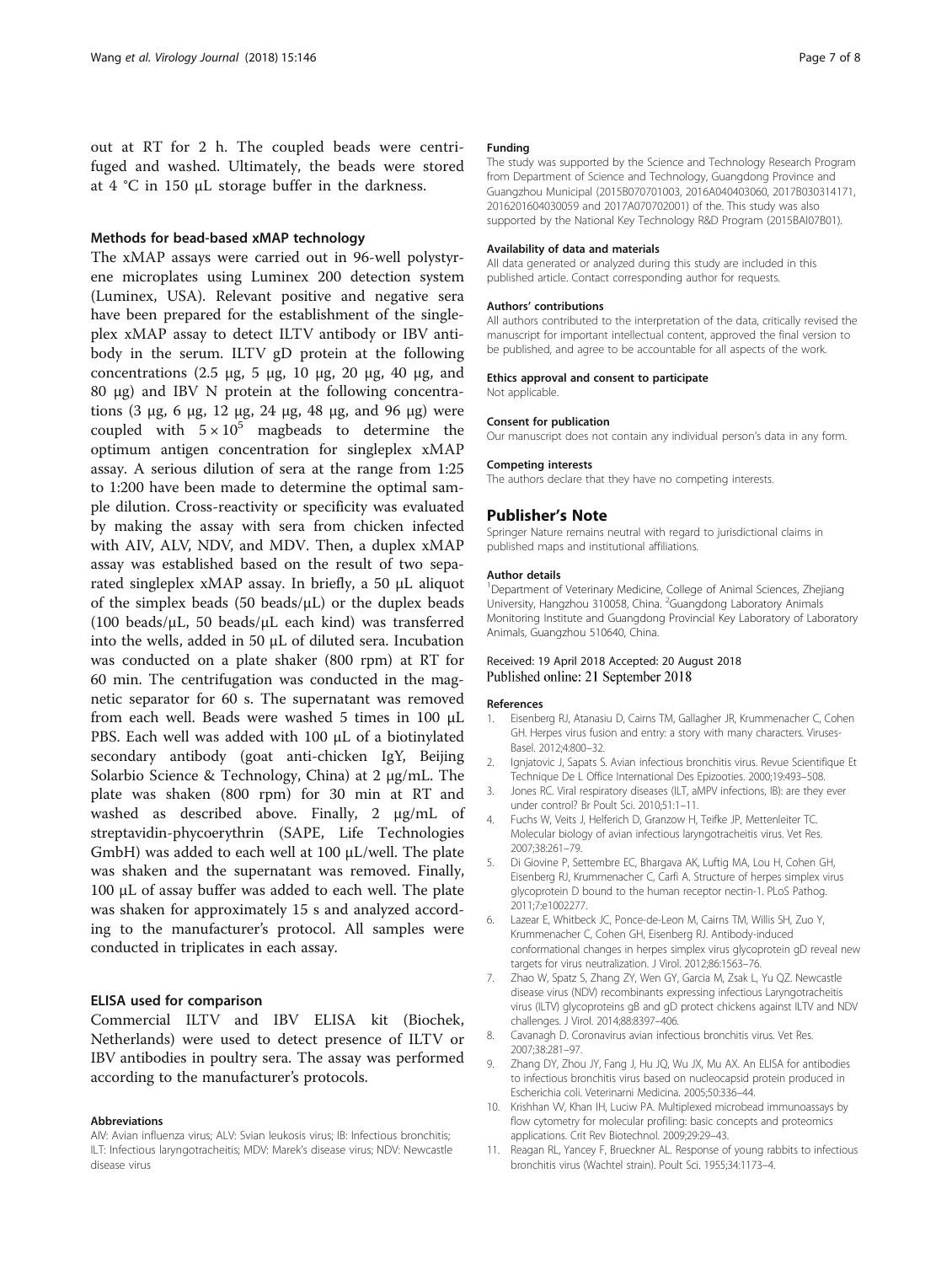out at RT for 2 h. The coupled beads were centrifuged and washed. Ultimately, the beads were stored at 4 °C in 150 μL storage buffer in the darkness.

### Methods for bead-based xMAP technology

The xMAP assays were carried out in 96-well polystyrene microplates using Luminex 200 detection system (Luminex, USA). Relevant positive and negative sera have been prepared for the establishment of the singleplex xMAP assay to detect ILTV antibody or IBV antibody in the serum. ILTV gD protein at the following concentrations (2.5 μg, 5 μg, 10 μg, 20 μg, 40 μg, and 80 μg) and IBV N protein at the following concentrations (3 μg, 6 μg, 12 μg, 24 μg, 48 μg, and 96 μg) were coupled with $5 \times 10^5$ magbeads to determine the optimum antigen concentration for singleplex xMAP assay. A serious dilution of sera at the range from 1:25 to 1:200 have been made to determine the optimal sample dilution. Cross-reactivity or specificity was evaluated by making the assay with sera from chicken infected with AIV, ALV, NDV, and MDV. Then, a duplex xMAP assay was established based on the result of two separated singleplex xMAP assay. In briefly, a 50 μL aliquot of the simplex beads (50 beads/μL) or the duplex beads (100 beads/μL, 50 beads/μL each kind) was transferred into the wells, added in 50 μL of diluted sera. Incubation was conducted on a plate shaker (800 rpm) at RT for 60 min. The centrifugation was conducted in the magnetic separator for 60 s. The supernatant was removed from each well. Beads were washed 5 times in 100 μL PBS. Each well was added with 100 μL of a biotinylated secondary antibody (goat anti-chicken IgY, Beijing Solarbio Science & Technology, China) at 2 μg/mL. The plate was shaken (800 rpm) for 30 min at RT and washed as described above. Finally, 2 μg/mL of streptavidin-phycoerythrin (SAPE, Life Technologies GmbH) was added to each well at 100 μL/well. The plate was shaken and the supernatant was removed. Finally, 100 μL of assay buffer was added to each well. The plate was shaken for approximately 15 s and analyzed according to the manufacturer's protocol. All samples were conducted in triplicates in each assay.

### ELISA used for comparison

Commercial ILTV and IBV ELISA kit (Biochek, Netherlands) were used to detect presence of ILTV or IBV antibodies in poultry sera. The assay was performed according to the manufacturer's protocols.

#### Abbreviations

AIV: Avian influenza virus; ALV: Svian leukosis virus; IB: Infectious bronchitis; ILT: Infectious laryngotracheitis; MDV: Marek's disease virus; NDV: Newcastle disease virus

#### Funding

The study was supported by the Science and Technology Research Program from Department of Science and Technology, Guangdong Province and Guangzhou Municipal (2015B070701003, 2016A040403060, 2017B030314171, 2016201604030059 and 2017A070702001) of the. This study was also supported by the National Key Technology R&D Program (2015BAI07B01).

#### Availability of data and materials

All data generated or analyzed during this study are included in this published article. Contact corresponding author for requests.

#### Authors' contributions

All authors contributed to the interpretation of the data, critically revised the manuscript for important intellectual content, approved the final version to be published, and agree to be accountable for all aspects of the work.

#### Ethics approval and consent to participate

Not applicable.

#### Consent for publication

Our manuscript does not contain any individual person's data in any form.

#### Competing interests

The authors declare that they have no competing interests.

## Publisher's Note

Springer Nature remains neutral with regard to jurisdictional claims in published maps and institutional affiliations.

#### Author details

[1]Department of Veterinary Medicine, College of Animal Sciences, Zhejiang University, Hangzhou 310058, China. [2]Guangdong Laboratory Animals Monitoring Institute and Guangdong Provincial Key Laboratory of Laboratory Animals, Guangzhou 510640, China.

Received: 19 April 2018 Accepted: 20 August 2018
Published online: 21 September 2018

#### References

1. Eisenberg RJ, Atanasiu D, Cairns TM, Gallagher JR, Krummenacher C, Cohen GH. Herpes virus fusion and entry: a story with many characters. Viruses-Basel. 2012;4:800–32.
2. Ignjatovic J, Sapats S. Avian infectious bronchitis virus. Revue Scientifique Et Technique De L Office International Des Epizooties. 2000;19:493–508.
3. Jones RC. Viral respiratory diseases (ILT, aMPV infections, IB): are they ever under control? Br Poult Sci. 2010;51:1–11.
4. Fuchs W, Veits J, Helferich D, Granzow H, Teifke JP, Mettenleiter TC. Molecular biology of avian infectious laryngotracheitis virus. Vet Res. 2007;38:261–79.
5. Di Giovine P, Settembre EC, Bhargava AK, Luftig MA, Lou H, Cohen GH, Eisenberg RJ, Krummenacher C, Carfi A. Structure of herpes simplex virus glycoprotein D bound to the human receptor nectin-1. PLoS Pathog. 2011;7:e1002277.
6. Lazear E, Whitbeck JC, Ponce-de-Leon M, Cairns TM, Willis SH, Zuo Y, Krummenacher C, Cohen GH, Eisenberg RJ. Antibody-induced conformational changes in herpes simplex virus glycoprotein gD reveal new targets for virus neutralization. J Virol. 2012;86:1563–76.
7. Zhao W, Spatz S, Zhang ZY, Wen GY, Garcia M, Zsak L, Yu QZ. Newcastle disease virus (NDV) recombinants expressing infectious Laryngotracheitis virus (ILTV) glycoproteins gB and gD protect chickens against ILTV and NDV challenges. J Virol. 2014;88:8397–406.
8. Cavanagh D. Coronavirus avian infectious bronchitis virus. Vet Res. 2007;38:281–97.
9. Zhang DY, Zhou JY, Fang J, Hu JQ, Wu JX, Mu AX. An ELISA for antibodies to infectious bronchitis virus based on nucleocapsid protein produced in Escherichia coli. Veterinarni Medicina. 2005;50:336–44.
10. Krishhan VV, Khan IH, Luciw PA. Multiplexed microbead immunoassays by flow cytometry for molecular profiling: basic concepts and proteomics applications. Crit Rev Biotechnol. 2009;29:29–43.
11. Reagan RL, Yancey F, Brueckner AL. Response of young rabbits to infectious bronchitis virus (Wachtel strain). Poult Sci. 1955;34:1173–4.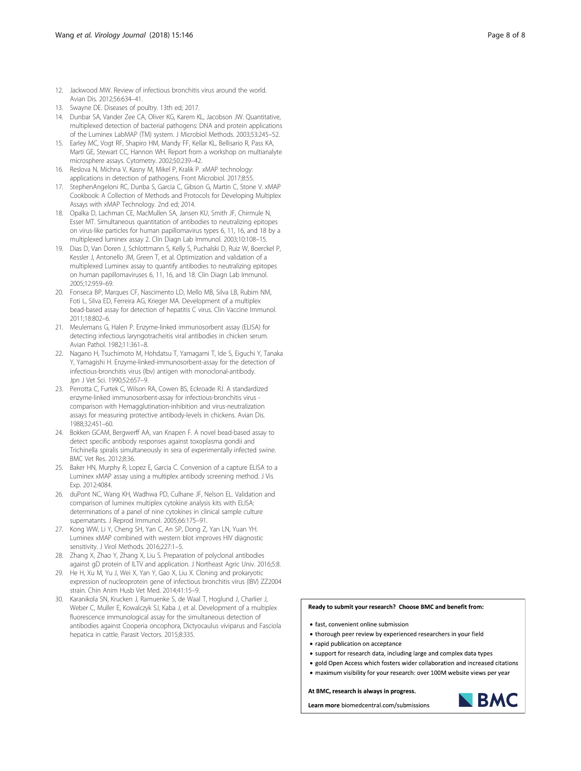12. Jackwood MW. Review of infectious bronchitis virus around the world. Avian Dis. 2012;56:634–41.
13. Swayne DE. Diseases of poultry. 13th ed; 2017.
14. Dunbar SA, Vander Zee CA, Oliver KG, Karem KL, Jacobson JW. Quantitative, multiplexed detection of bacterial pathogens: DNA and protein applications of the Luminex LabMAP (TM) system. J Microbiol Methods. 2003;53:245–52.
15. Earley MC, Vogt RF, Shapiro HM, Mandy FF, Kellar KL, Bellisario R, Pass KA, Marti GE, Stewart CC, Hannon WH. Report from a workshop on multianalyte microsphere assays. Cytometry. 2002;50:239–42.
16. Reslova N, Michna V, Kasny M, Mikel P, Kralik P. xMAP technology: applications in detection of pathogens. Front Microbiol. 2017;8:55.
17. StephenAngeloni RC, Dunba S, Garcia C, Gibson G, Martin C, Stone V. xMAP Cookbook: A Collection of Methods and Protocols for Developing Multiplex Assays with xMAP Technology. 2nd ed; 2014.
18. Opalka D, Lachman CE, MacMullen SA, Jansen KU, Smith JF, Chirmule N, Esser MT. Simultaneous quantitation of antibodies to neutralizing epitopes on virus-like particles for human papillomavirus types 6, 11, 16, and 18 by a multiplexed luminex assay 2. Clin Diagn Lab Immunol. 2003;10:108–15.
19. Dias D, Van Doren J, Schlottmann S, Kelly S, Puchalski D, Ruiz W, Boerckel P, Kessler J, Antonello JM, Green T, et al. Optimization and validation of a multiplexed Luminex assay to quantify antibodies to neutralizing epitopes on human papillomaviruses 6, 11, 16, and 18. Clin Diagn Lab Immunol. 2005;12:959–69.
20. Fonseca BP, Marques CF, Nascimento LD, Mello MB, Silva LB, Rubim NM, Foti L, Silva ED, Ferreira AG, Krieger MA. Development of a multiplex bead-based assay for detection of hepatitis C virus. Clin Vaccine Immunol. 2011;18:802–6.
21. Meulemans G, Halen P. Enzyme-linked immunosorbent assay (ELISA) for detecting infectious laryngotracheitis viral antibodies in chicken serum. Avian Pathol. 1982;11:361–8.
22. Nagano H, Tsuchimoto M, Hohdatsu T, Yamagami T, Ide S, Eiguchi Y, Tanaka Y, Yamagishi H. Enzyme-linked-immunosorbent-assay for the detection of infectious-bronchitis virus (Ibv) antigen with monoclonal-antibody. Jpn J Vet Sci. 1990;52:657–9.
23. Perrotta C, Furtek C, Wilson RA, Cowen BS, Eckroade RJ. A standardized enzyme-linked immunosorbent-assay for infectious-bronchitis virus - comparison with Hemagglutination-inhibition and virus-neutralization assays for measuring protective antibody-levels in chickens. Avian Dis. 1988;32:451–60.
24. Bokken GCAM, Bergwerff AA, van Knapen F. A novel bead-based assay to detect specific antibody responses against toxoplasma gondii and Trichinella spiralis simultaneously in sera of experimentally infected swine. BMC Vet Res. 2012;8:36.
25. Baker HN, Murphy R, Lopez E, Garcia C. Conversion of a capture ELISA to a Luminex xMAP assay using a multiplex antibody screening method. J Vis Exp. 2012:4084.
26. duPont NC, Wang KH, Wadhwa PD, Culhane JF, Nelson EL. Validation and comparison of luminex multiplex cytokine analysis kits with ELISA: determinations of a panel of nine cytokines in clinical sample culture supernatants. J Reprod Immunol. 2005;66:175–91.
27. Kong WW, Li Y, Cheng SH, Yan C, An SP, Dong Z, Yan LN, Yuan YH. Luminex xMAP combined with western blot improves HIV diagnostic sensitivity. J Virol Methods. 2016;227:1–5.
28. Zhang X, Zhao Y, Zhang X, Liu S. Preparation of polyclonal antibodies against gD protein of ILTV and application. J Northeast Agric Univ. 2016;5:8.
29. He H, Xu M, Yu J, Wei X, Yan Y, Gao X, Liu X. Cloning and prokaryotic expression of nucleoprotein gene of infectious bronchitis virus (IBV) ZZ2004 strain. Chin Anim Husb Vet Med. 2014;41:15–9.
30. Karanikola SN, Krucken J, Ramuenke S, de Waal T, Hoglund J, Charlier J, Weber C, Muller E, Kowalczyk SJ, Kaba J, et al. Development of a multiplex fluorescence immunological assay for the simultaneous detection of antibodies against Cooperia oncophora, Dictyocaulus viviparus and Fasciola hepatica in cattle. Parasit Vectors. 2015;8:335.

**Ready to submit your research? Choose BMC and benefit from:**

- fast, convenient online submission
- thorough peer review by experienced researchers in your field
- rapid publication on acceptance
- support for research data, including large and complex data types
- gold Open Access which fosters wider collaboration and increased citations
- maximum visibility for your research: over 100M website views per year

**At BMC, research is always in progress.**

**Learn more** biomedcentral.com/submissions

BMC